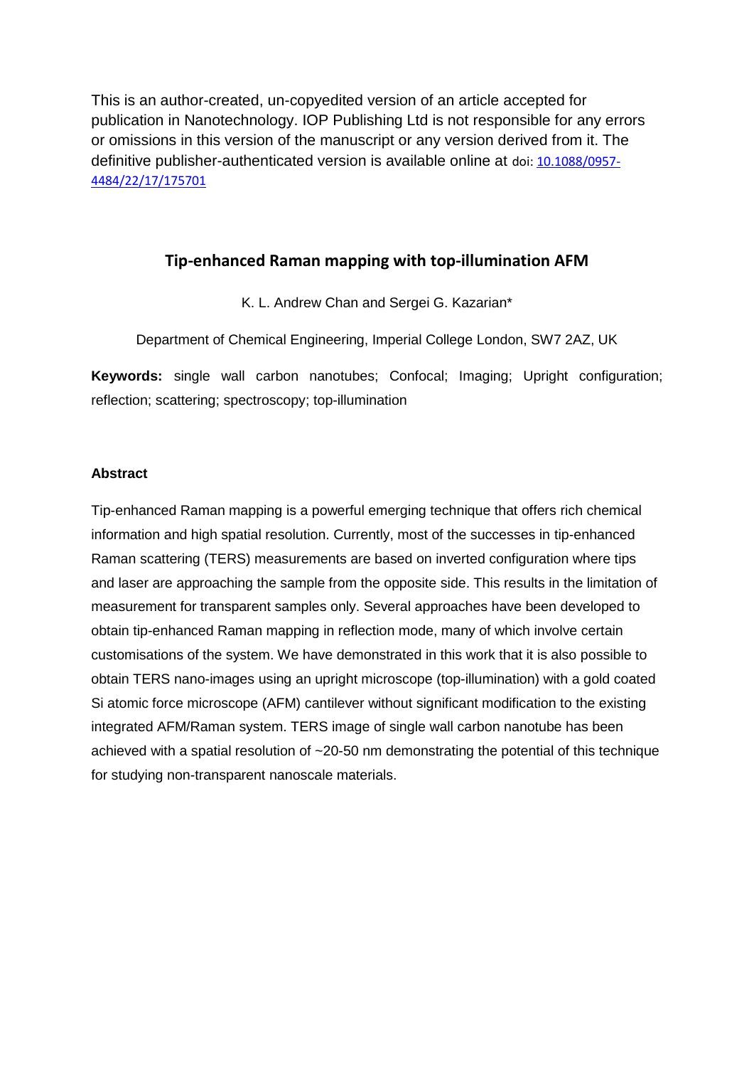This is an author-created, un-copyedited version of an article accepted for publication in Nanotechnology. IOP Publishing Ltd is not responsible for any errors or omissions in this version of the manuscript or any version derived from it. The definitive publisher-authenticated version is available online at doi: [10.1088/0957-4484/22/17/175701](https://doi.org/10.1088/0957-4484/22/17/175701)

# Tip-enhanced Raman mapping with top-illumination AFM

K. L. Andrew Chan and Sergei G. Kazarian*

Department of Chemical Engineering, Imperial College London, SW7 2AZ, UK

**Keywords:** single wall carbon nanotubes; Confocal; Imaging; Upright configuration; reflection; scattering; spectroscopy; top-illumination

## Abstract

Tip-enhanced Raman mapping is a powerful emerging technique that offers rich chemical information and high spatial resolution. Currently, most of the successes in tip-enhanced Raman scattering (TERS) measurements are based on inverted configuration where tips and laser are approaching the sample from the opposite side. This results in the limitation of measurement for transparent samples only. Several approaches have been developed to obtain tip-enhanced Raman mapping in reflection mode, many of which involve certain customisations of the system. We have demonstrated in this work that it is also possible to obtain TERS nano-images using an upright microscope (top-illumination) with a gold coated Si atomic force microscope (AFM) cantilever without significant modification to the existing integrated AFM/Raman system. TERS image of single wall carbon nanotube has been achieved with a spatial resolution of ~20-50 nm demonstrating the potential of this technique for studying non-transparent nanoscale materials.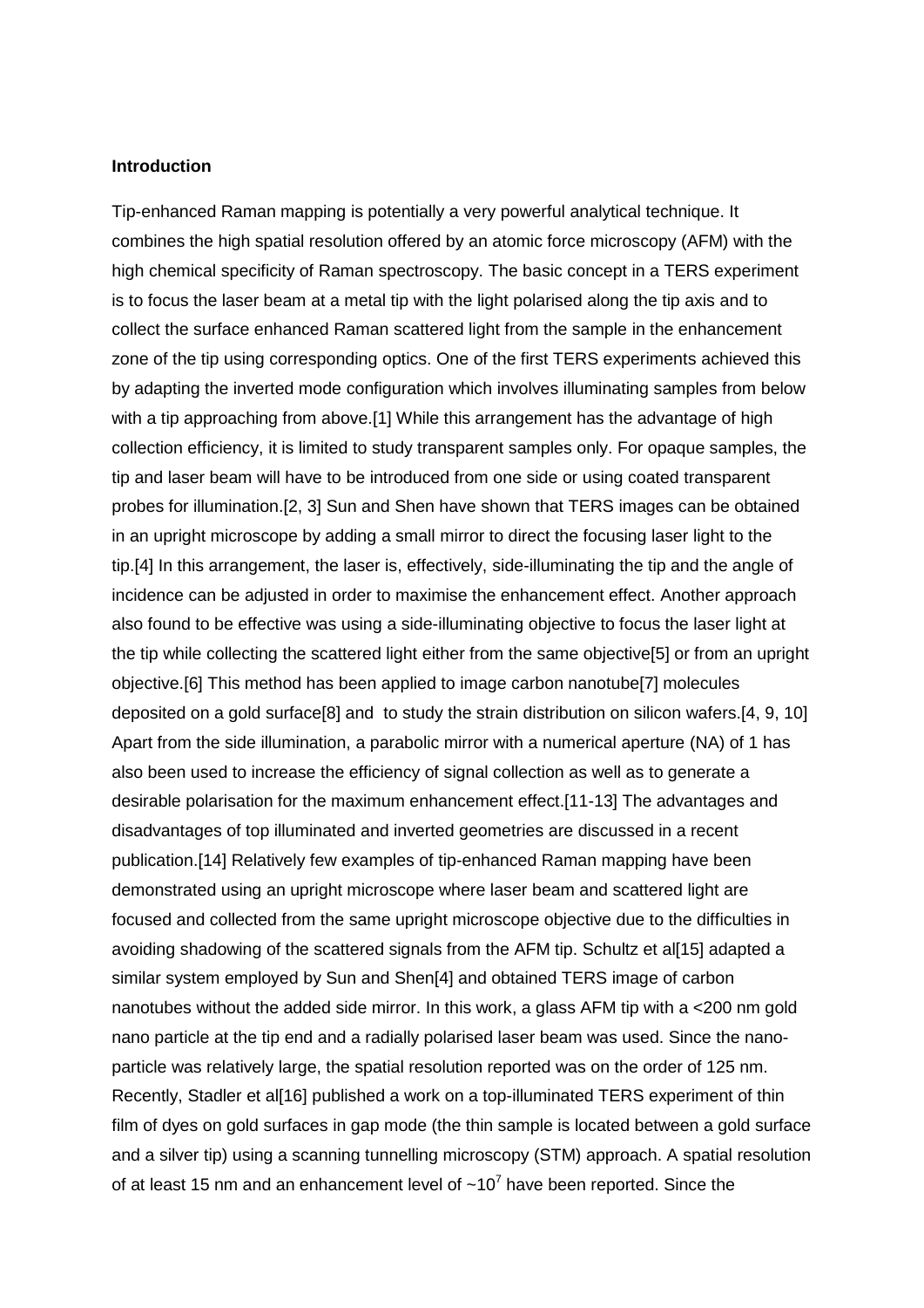**Introduction**

Tip-enhanced Raman mapping is potentially a very powerful analytical technique. It combines the high spatial resolution offered by an atomic force microscopy (AFM) with the high chemical specificity of Raman spectroscopy. The basic concept in a TERS experiment is to focus the laser beam at a metal tip with the light polarised along the tip axis and to collect the surface enhanced Raman scattered light from the sample in the enhancement zone of the tip using corresponding optics. One of the first TERS experiments achieved this by adapting the inverted mode configuration which involves illuminating samples from below with a tip approaching from above.[1] While this arrangement has the advantage of high collection efficiency, it is limited to study transparent samples only. For opaque samples, the tip and laser beam will have to be introduced from one side or using coated transparent probes for illumination.[2, 3] Sun and Shen have shown that TERS images can be obtained in an upright microscope by adding a small mirror to direct the focusing laser light to the tip.[4] In this arrangement, the laser is, effectively, side-illuminating the tip and the angle of incidence can be adjusted in order to maximise the enhancement effect. Another approach also found to be effective was using a side-illuminating objective to focus the laser light at the tip while collecting the scattered light either from the same objective[5] or from an upright objective.[6] This method has been applied to image carbon nanotube[7] molecules deposited on a gold surface[8] and to study the strain distribution on silicon wafers.[4, 9, 10] Apart from the side illumination, a parabolic mirror with a numerical aperture (NA) of 1 has also been used to increase the efficiency of signal collection as well as to generate a desirable polarisation for the maximum enhancement effect.[11-13] The advantages and disadvantages of top illuminated and inverted geometries are discussed in a recent publication.[14] Relatively few examples of tip-enhanced Raman mapping have been demonstrated using an upright microscope where laser beam and scattered light are focused and collected from the same upright microscope objective due to the difficulties in avoiding shadowing of the scattered signals from the AFM tip. Schultz et al[15] adapted a similar system employed by Sun and Shen[4] and obtained TERS image of carbon nanotubes without the added side mirror. In this work, a glass AFM tip with a <200 nm gold nano particle at the tip end and a radially polarised laser beam was used. Since the nano-particle was relatively large, the spatial resolution reported was on the order of 125 nm. Recently, Stadler et al[16] published a work on a top-illuminated TERS experiment of thin film of dyes on gold surfaces in gap mode (the thin sample is located between a gold surface and a silver tip) using a scanning tunnelling microscopy (STM) approach. A spatial resolution of at least 15 nm and an enhancement level of $\sim 10^7$ have been reported. Since the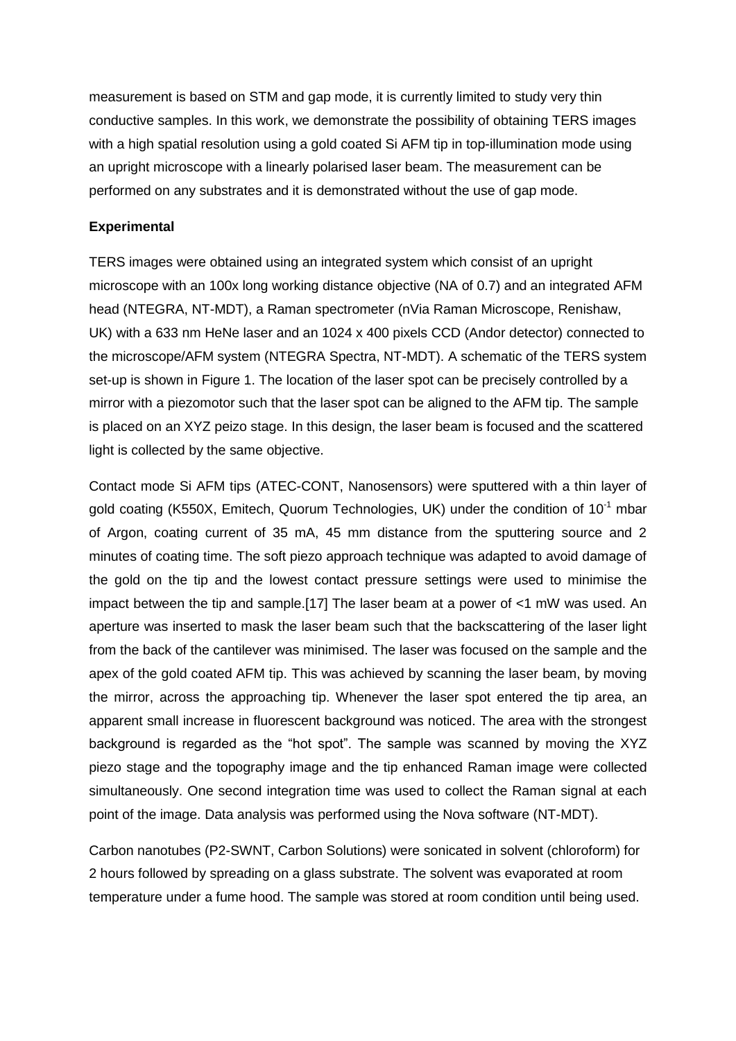measurement is based on STM and gap mode, it is currently limited to study very thin conductive samples. In this work, we demonstrate the possibility of obtaining TERS images with a high spatial resolution using a gold coated Si AFM tip in top-illumination mode using an upright microscope with a linearly polarised laser beam. The measurement can be performed on any substrates and it is demonstrated without the use of gap mode.

**Experimental**

TERS images were obtained using an integrated system which consist of an upright microscope with an 100x long working distance objective (NA of 0.7) and an integrated AFM head (NTEGRA, NT-MDT), a Raman spectrometer (nVia Raman Microscope, Renishaw, UK) with a 633 nm HeNe laser and an 1024 x 400 pixels CCD (Andor detector) connected to the microscope/AFM system (NTEGRA Spectra, NT-MDT). A schematic of the TERS system set-up is shown in Figure 1. The location of the laser spot can be precisely controlled by a mirror with a piezomotor such that the laser spot can be aligned to the AFM tip. The sample is placed on an XYZ peizo stage. In this design, the laser beam is focused and the scattered light is collected by the same objective.

Contact mode Si AFM tips (ATEC-CONT, Nanosensors) were sputtered with a thin layer of gold coating (K550X, Emitech, Quorum Technologies, UK) under the condition of $10^{-1}$ mbar of Argon, coating current of 35 mA, 45 mm distance from the sputtering source and 2 minutes of coating time. The soft piezo approach technique was adapted to avoid damage of the gold on the tip and the lowest contact pressure settings were used to minimise the impact between the tip and sample.[17] The laser beam at a power of <1 mW was used. An aperture was inserted to mask the laser beam such that the backscattering of the laser light from the back of the cantilever was minimised. The laser was focused on the sample and the apex of the gold coated AFM tip. This was achieved by scanning the laser beam, by moving the mirror, across the approaching tip. Whenever the laser spot entered the tip area, an apparent small increase in fluorescent background was noticed. The area with the strongest background is regarded as the "hot spot". The sample was scanned by moving the XYZ piezo stage and the topography image and the tip enhanced Raman image were collected simultaneously. One second integration time was used to collect the Raman signal at each point of the image. Data analysis was performed using the Nova software (NT-MDT).

Carbon nanotubes (P2-SWNT, Carbon Solutions) were sonicated in solvent (chloroform) for 2 hours followed by spreading on a glass substrate. The solvent was evaporated at room temperature under a fume hood. The sample was stored at room condition until being used.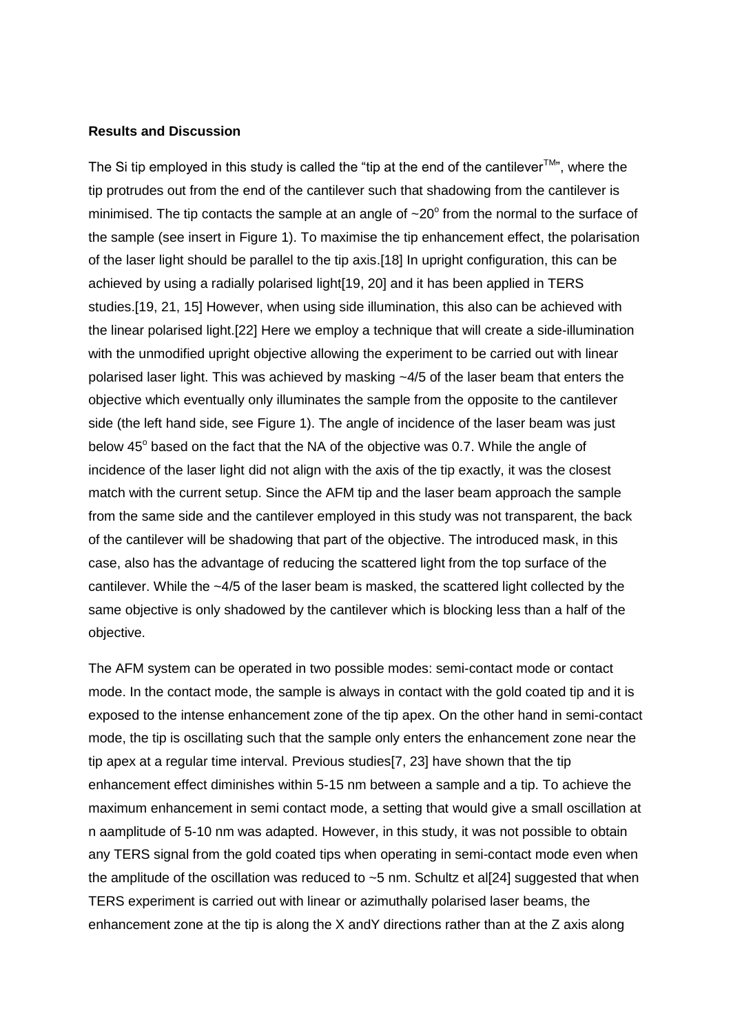**Results and Discussion**

The Si tip employed in this study is called the "tip at the end of the cantilever$^{TM}$", where the tip protrudes out from the end of the cantilever such that shadowing from the cantilever is minimised. The tip contacts the sample at an angle of ~20$^{o}$ from the normal to the surface of the sample (see insert in Figure 1). To maximise the tip enhancement effect, the polarisation of the laser light should be parallel to the tip axis.[18] In upright configuration, this can be achieved by using a radially polarised light[19, 20] and it has been applied in TERS studies.[19, 21, 15] However, when using side illumination, this also can be achieved with the linear polarised light.[22] Here we employ a technique that will create a side-illumination with the unmodified upright objective allowing the experiment to be carried out with linear polarised laser light. This was achieved by masking ~4/5 of the laser beam that enters the objective which eventually only illuminates the sample from the opposite to the cantilever side (the left hand side, see Figure 1). The angle of incidence of the laser beam was just below 45$^{o}$ based on the fact that the NA of the objective was 0.7. While the angle of incidence of the laser light did not align with the axis of the tip exactly, it was the closest match with the current setup. Since the AFM tip and the laser beam approach the sample from the same side and the cantilever employed in this study was not transparent, the back of the cantilever will be shadowing that part of the objective. The introduced mask, in this case, also has the advantage of reducing the scattered light from the top surface of the cantilever. While the ~4/5 of the laser beam is masked, the scattered light collected by the same objective is only shadowed by the cantilever which is blocking less than a half of the objective.

The AFM system can be operated in two possible modes: semi-contact mode or contact mode. In the contact mode, the sample is always in contact with the gold coated tip and it is exposed to the intense enhancement zone of the tip apex. On the other hand in semi-contact mode, the tip is oscillating such that the sample only enters the enhancement zone near the tip apex at a regular time interval. Previous studies[7, 23] have shown that the tip enhancement effect diminishes within 5-15 nm between a sample and a tip. To achieve the maximum enhancement in semi contact mode, a setting that would give a small oscillation at n aamplitude of 5-10 nm was adapted. However, in this study, it was not possible to obtain any TERS signal from the gold coated tips when operating in semi-contact mode even when the amplitude of the oscillation was reduced to ~5 nm. Schultz et al[24] suggested that when TERS experiment is carried out with linear or azimuthally polarised laser beams, the enhancement zone at the tip is along the X andY directions rather than at the Z axis along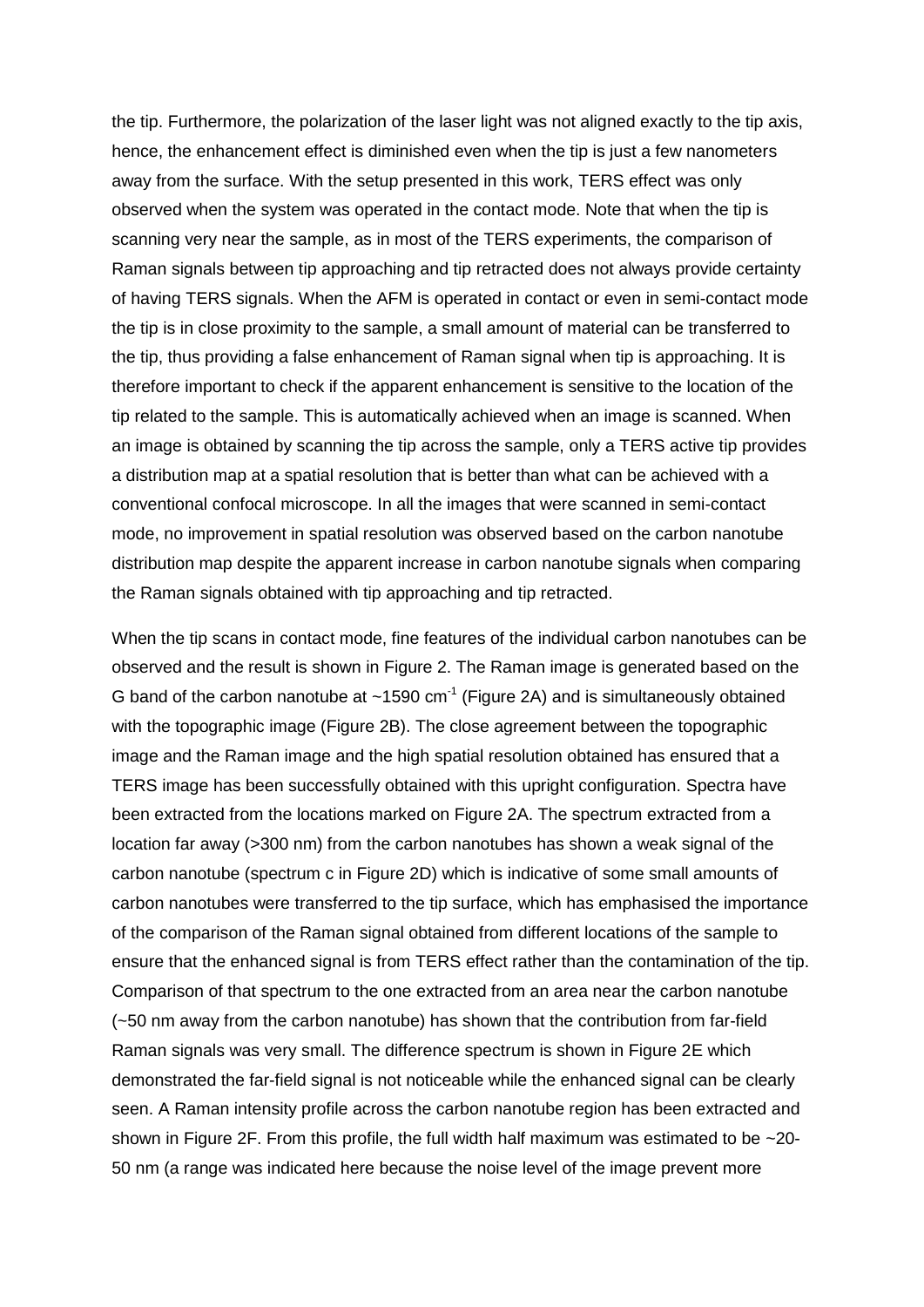the tip. Furthermore, the polarization of the laser light was not aligned exactly to the tip axis, hence, the enhancement effect is diminished even when the tip is just a few nanometers away from the surface. With the setup presented in this work, TERS effect was only observed when the system was operated in the contact mode. Note that when the tip is scanning very near the sample, as in most of the TERS experiments, the comparison of Raman signals between tip approaching and tip retracted does not always provide certainty of having TERS signals. When the AFM is operated in contact or even in semi-contact mode the tip is in close proximity to the sample, a small amount of material can be transferred to the tip, thus providing a false enhancement of Raman signal when tip is approaching. It is therefore important to check if the apparent enhancement is sensitive to the location of the tip related to the sample. This is automatically achieved when an image is scanned. When an image is obtained by scanning the tip across the sample, only a TERS active tip provides a distribution map at a spatial resolution that is better than what can be achieved with a conventional confocal microscope. In all the images that were scanned in semi-contact mode, no improvement in spatial resolution was observed based on the carbon nanotube distribution map despite the apparent increase in carbon nanotube signals when comparing the Raman signals obtained with tip approaching and tip retracted.

When the tip scans in contact mode, fine features of the individual carbon nanotubes can be observed and the result is shown in Figure 2. The Raman image is generated based on the G band of the carbon nanotube at ~1590 $cm^{-1}$ (Figure 2A) and is simultaneously obtained with the topographic image (Figure 2B). The close agreement between the topographic image and the Raman image and the high spatial resolution obtained has ensured that a TERS image has been successfully obtained with this upright configuration. Spectra have been extracted from the locations marked on Figure 2A. The spectrum extracted from a location far away (>300 nm) from the carbon nanotubes has shown a weak signal of the carbon nanotube (spectrum c in Figure 2D) which is indicative of some small amounts of carbon nanotubes were transferred to the tip surface, which has emphasised the importance of the comparison of the Raman signal obtained from different locations of the sample to ensure that the enhanced signal is from TERS effect rather than the contamination of the tip. Comparison of that spectrum to the one extracted from an area near the carbon nanotube (~50 nm away from the carbon nanotube) has shown that the contribution from far-field Raman signals was very small. The difference spectrum is shown in Figure 2E which demonstrated the far-field signal is not noticeable while the enhanced signal can be clearly seen. A Raman intensity profile across the carbon nanotube region has been extracted and shown in Figure 2F. From this profile, the full width half maximum was estimated to be ~20-50 nm (a range was indicated here because the noise level of the image prevent more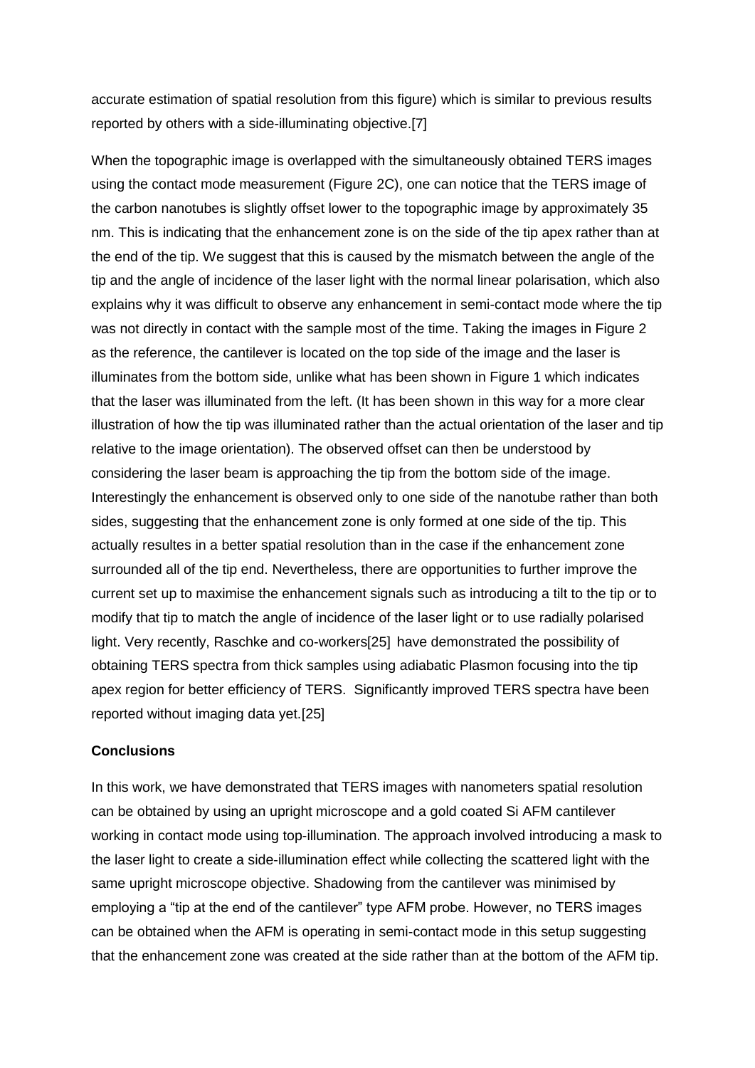accurate estimation of spatial resolution from this figure) which is similar to previous results reported by others with a side-illuminating objective.[7]

When the topographic image is overlapped with the simultaneously obtained TERS images using the contact mode measurement (Figure 2C), one can notice that the TERS image of the carbon nanotubes is slightly offset lower to the topographic image by approximately 35 nm. This is indicating that the enhancement zone is on the side of the tip apex rather than at the end of the tip. We suggest that this is caused by the mismatch between the angle of the tip and the angle of incidence of the laser light with the normal linear polarisation, which also explains why it was difficult to observe any enhancement in semi-contact mode where the tip was not directly in contact with the sample most of the time. Taking the images in Figure 2 as the reference, the cantilever is located on the top side of the image and the laser is illuminates from the bottom side, unlike what has been shown in Figure 1 which indicates that the laser was illuminated from the left. (It has been shown in this way for a more clear illustration of how the tip was illuminated rather than the actual orientation of the laser and tip relative to the image orientation). The observed offset can then be understood by considering the laser beam is approaching the tip from the bottom side of the image. Interestingly the enhancement is observed only to one side of the nanotube rather than both sides, suggesting that the enhancement zone is only formed at one side of the tip. This actually resultes in a better spatial resolution than in the case if the enhancement zone surrounded all of the tip end. Nevertheless, there are opportunities to further improve the current set up to maximise the enhancement signals such as introducing a tilt to the tip or to modify that tip to match the angle of incidence of the laser light or to use radially polarised light. Very recently, Raschke and co-workers[25] have demonstrated the possibility of obtaining TERS spectra from thick samples using adiabatic Plasmon focusing into the tip apex region for better efficiency of TERS. Significantly improved TERS spectra have been reported without imaging data yet.[25]

**Conclusions**

In this work, we have demonstrated that TERS images with nanometers spatial resolution can be obtained by using an upright microscope and a gold coated Si AFM cantilever working in contact mode using top-illumination. The approach involved introducing a mask to the laser light to create a side-illumination effect while collecting the scattered light with the same upright microscope objective. Shadowing from the cantilever was minimised by employing a "tip at the end of the cantilever" type AFM probe. However, no TERS images can be obtained when the AFM is operating in semi-contact mode in this setup suggesting that the enhancement zone was created at the side rather than at the bottom of the AFM tip.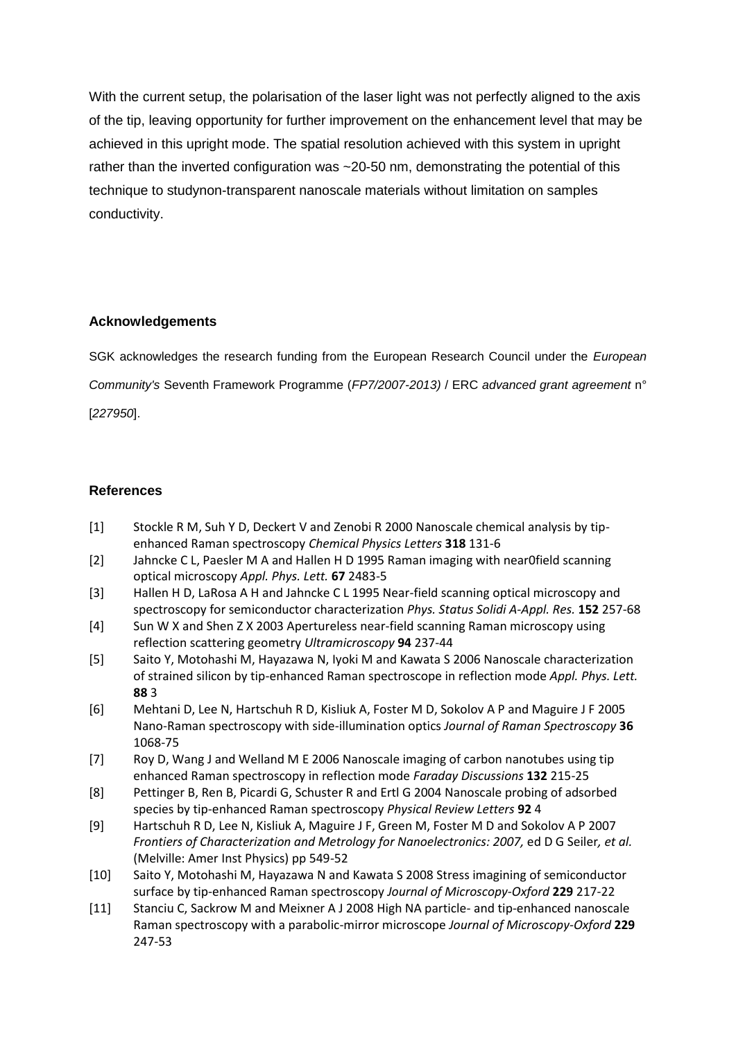With the current setup, the polarisation of the laser light was not perfectly aligned to the axis of the tip, leaving opportunity for further improvement on the enhancement level that may be achieved in this upright mode. The spatial resolution achieved with this system in upright rather than the inverted configuration was ~20-50 nm, demonstrating the potential of this technique to studynon-transparent nanoscale materials without limitation on samples conductivity.

## Acknowledgements

SGK acknowledges the research funding from the European Research Council under the *European Community's* Seventh Framework Programme (*FP7/2007-2013)* / ERC *advanced grant agreement* n° [*227950*].

## References

[1] Stockle R M, Suh Y D, Deckert V and Zenobi R 2000 Nanoscale chemical analysis by tip-enhanced Raman spectroscopy *Chemical Physics Letters* **318** 131-6

[2] Jahncke C L, Paesler M A and Hallen H D 1995 Raman imaging with near0field scanning optical microscopy *Appl. Phys. Lett.* **67** 2483-5

[3] Hallen H D, LaRosa A H and Jahncke C L 1995 Near-field scanning optical microscopy and spectroscopy for semiconductor characterization *Phys. Status Solidi A-Appl. Res.* **152** 257-68

[4] Sun W X and Shen Z X 2003 Apertureless near-field scanning Raman microscopy using reflection scattering geometry *Ultramicroscopy* **94** 237-44

[5] Saito Y, Motohashi M, Hayazawa N, Iyoki M and Kawata S 2006 Nanoscale characterization of strained silicon by tip-enhanced Raman spectroscope in reflection mode *Appl. Phys. Lett.* **88** 3

[6] Mehtani D, Lee N, Hartschuh R D, Kisliuk A, Foster M D, Sokolov A P and Maguire J F 2005 Nano-Raman spectroscopy with side-illumination optics *Journal of Raman Spectroscopy* **36** 1068-75

[7] Roy D, Wang J and Welland M E 2006 Nanoscale imaging of carbon nanotubes using tip enhanced Raman spectroscopy in reflection mode *Faraday Discussions* **132** 215-25

[8] Pettinger B, Ren B, Picardi G, Schuster R and Ertl G 2004 Nanoscale probing of adsorbed species by tip-enhanced Raman spectroscopy *Physical Review Letters* **92** 4

[9] Hartschuh R D, Lee N, Kisliuk A, Maguire J F, Green M, Foster M D and Sokolov A P 2007 *Frontiers of Characterization and Metrology for Nanoelectronics: 2007,* ed D G Seiler*, et al.* (Melville: Amer Inst Physics) pp 549-52

[10] Saito Y, Motohashi M, Hayazawa N and Kawata S 2008 Stress imagining of semiconductor surface by tip-enhanced Raman spectroscopy *Journal of Microscopy-Oxford* **229** 217-22

[11] Stanciu C, Sackrow M and Meixner A J 2008 High NA particle- and tip-enhanced nanoscale Raman spectroscopy with a parabolic-mirror microscope *Journal of Microscopy-Oxford* **229** 247-53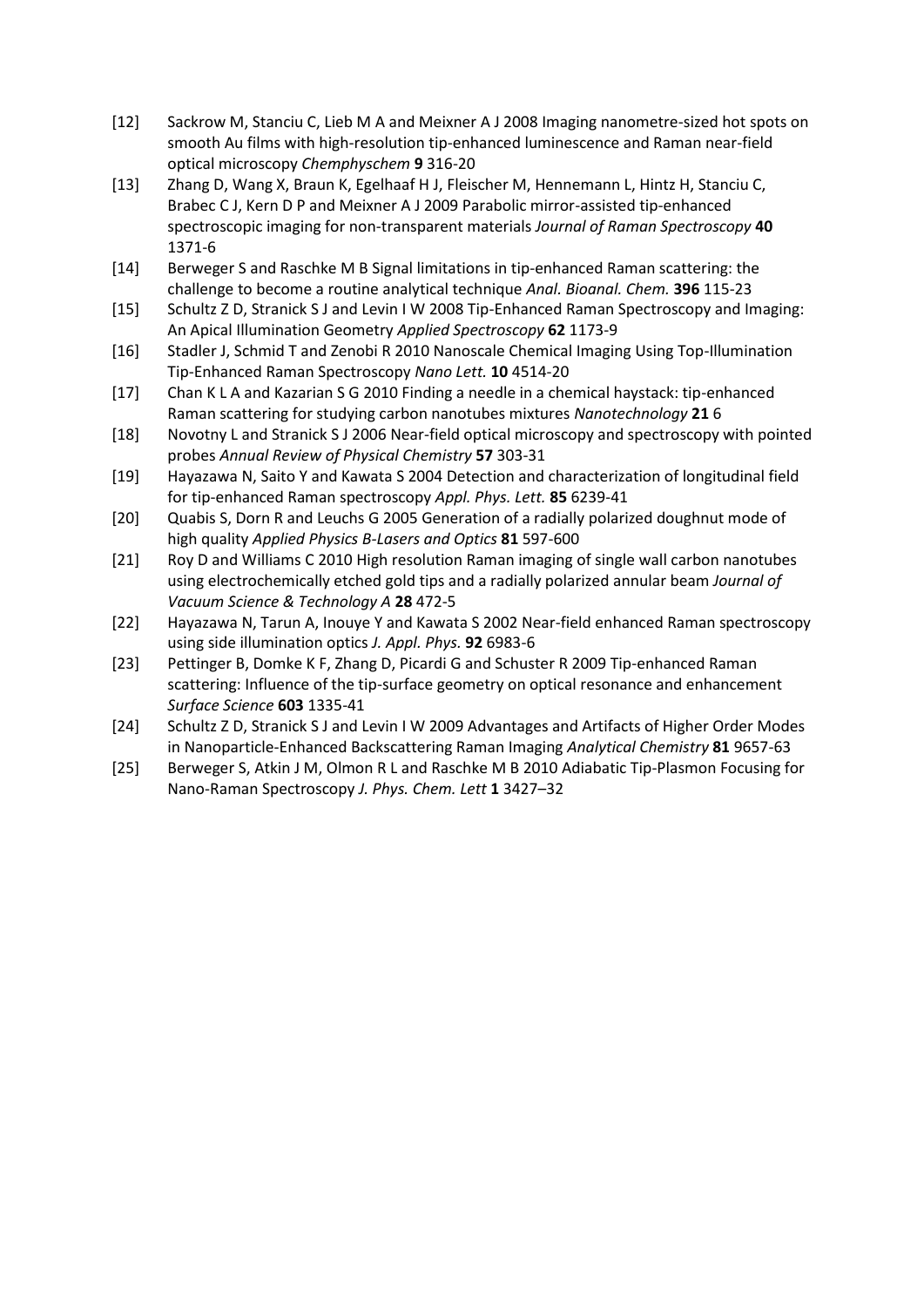[12] Sackrow M, Stanciu C, Lieb M A and Meixner A J 2008 Imaging nanometre-sized hot spots on smooth Au films with high-resolution tip-enhanced luminescence and Raman near-field optical microscopy *Chemphyschem* **9** 316-20

[13] Zhang D, Wang X, Braun K, Egelhaaf H J, Fleischer M, Hennemann L, Hintz H, Stanciu C, Brabec C J, Kern D P and Meixner A J 2009 Parabolic mirror-assisted tip-enhanced spectroscopic imaging for non-transparent materials *Journal of Raman Spectroscopy* **40** 1371-6

[14] Berweger S and Raschke M B Signal limitations in tip-enhanced Raman scattering: the challenge to become a routine analytical technique *Anal. Bioanal. Chem.* **396** 115-23

[15] Schultz Z D, Stranick S J and Levin I W 2008 Tip-Enhanced Raman Spectroscopy and Imaging: An Apical Illumination Geometry *Applied Spectroscopy* **62** 1173-9

[16] Stadler J, Schmid T and Zenobi R 2010 Nanoscale Chemical Imaging Using Top-Illumination Tip-Enhanced Raman Spectroscopy *Nano Lett.* **10** 4514-20

[17] Chan K L A and Kazarian S G 2010 Finding a needle in a chemical haystack: tip-enhanced Raman scattering for studying carbon nanotubes mixtures *Nanotechnology* **21** 6

[18] Novotny L and Stranick S J 2006 Near-field optical microscopy and spectroscopy with pointed probes *Annual Review of Physical Chemistry* **57** 303-31

[19] Hayazawa N, Saito Y and Kawata S 2004 Detection and characterization of longitudinal field for tip-enhanced Raman spectroscopy *Appl. Phys. Lett.* **85** 6239-41

[20] Quabis S, Dorn R and Leuchs G 2005 Generation of a radially polarized doughnut mode of high quality *Applied Physics B-Lasers and Optics* **81** 597-600

[21] Roy D and Williams C 2010 High resolution Raman imaging of single wall carbon nanotubes using electrochemically etched gold tips and a radially polarized annular beam *Journal of Vacuum Science & Technology A* **28** 472-5

[22] Hayazawa N, Tarun A, Inouye Y and Kawata S 2002 Near-field enhanced Raman spectroscopy using side illumination optics *J. Appl. Phys.* **92** 6983-6

[23] Pettinger B, Domke K F, Zhang D, Picardi G and Schuster R 2009 Tip-enhanced Raman scattering: Influence of the tip-surface geometry on optical resonance and enhancement *Surface Science* **603** 1335-41

[24] Schultz Z D, Stranick S J and Levin I W 2009 Advantages and Artifacts of Higher Order Modes in Nanoparticle-Enhanced Backscattering Raman Imaging *Analytical Chemistry* **81** 9657-63

[25] Berweger S, Atkin J M, Olmon R L and Raschke M B 2010 Adiabatic Tip-Plasmon Focusing for Nano-Raman Spectroscopy *J. Phys. Chem. Lett* **1** 3427–32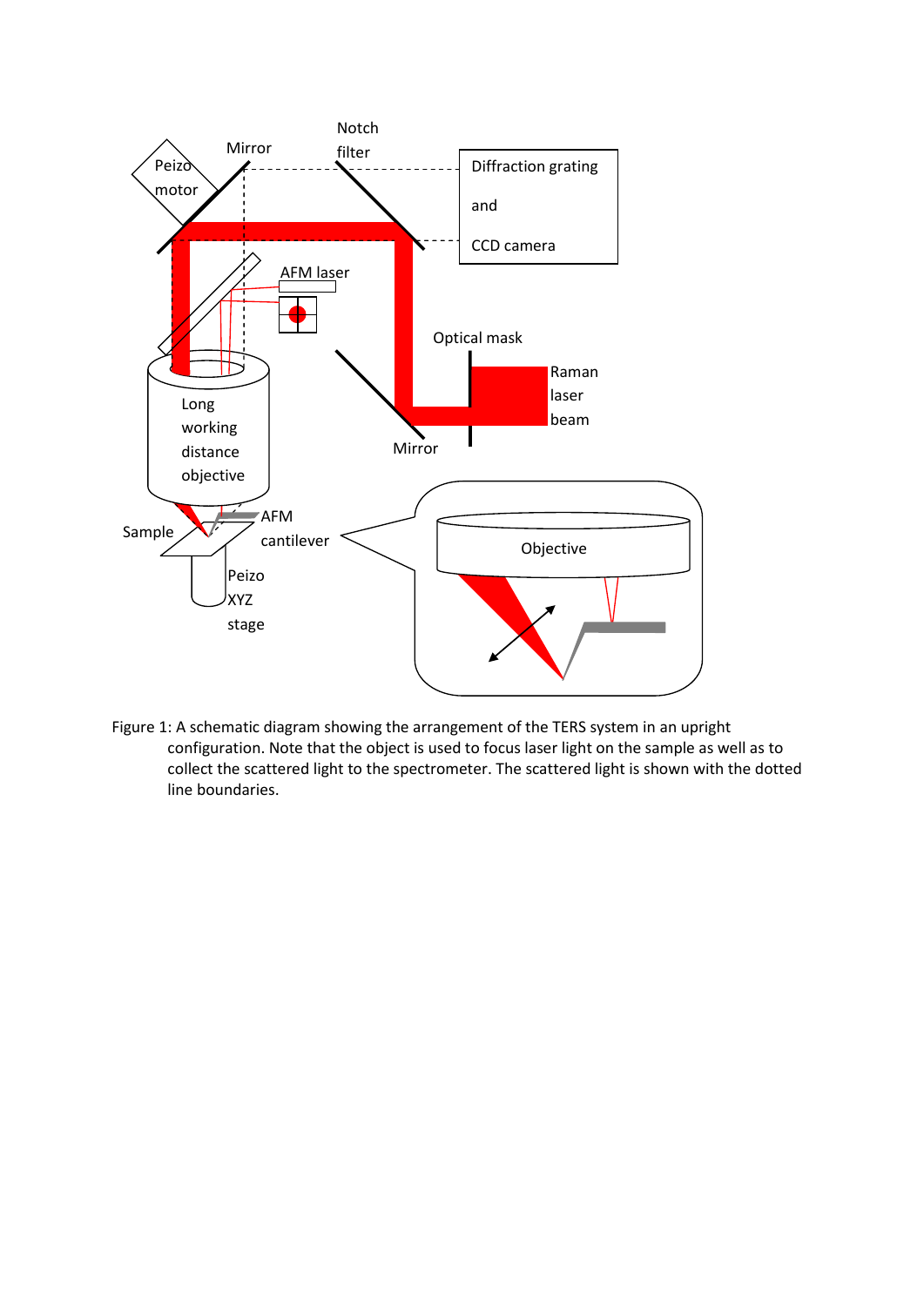Figure 1: A schematic diagram showing the arrangement of the TERS system in an upright configuration. Note that the object is used to focus laser light on the sample as well as to collect the scattered light to the spectrometer. The scattered light is shown with the dotted line boundaries.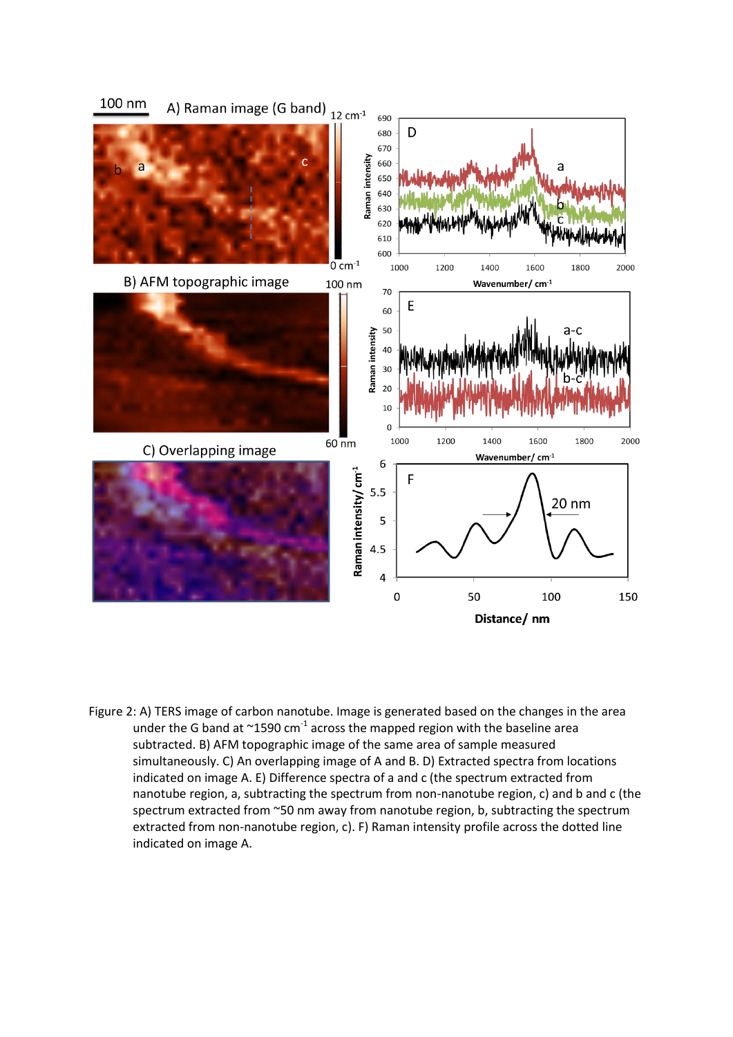100 nm

A) Raman image (G band)

12 cm$^{-1}$

0 cm$^{-1}$

a

b

c

B) AFM topographic image

100 nm

60 nm

C) Overlapping image

D

Raman intensity

690

680

670

660

650

640

630

620

610

600

1000

1200

1400

1600

1800

2000

Wavenumber/ cm$^{-1}$

a

b

c

E

Raman intensity

70

60

50

40

30

20

10

0

1000

1200

1400

1600

1800

2000

Wavenumber/ cm$^{-1}$

a-c

b-c

F

Raman intensity/ cm$^{-1}$

6

5.5

5

4.5

4

0

50

100

150

Distance/ nm

20 nm

Figure 2: A) TERS image of carbon nanotube. Image is generated based on the changes in the area under the G band at ~1590 cm$^{-1}$ across the mapped region with the baseline area subtracted. B) AFM topographic image of the same area of sample measured simultaneously. C) An overlapping image of A and B. D) Extracted spectra from locations indicated on image A. E) Difference spectra of a and c (the spectrum extracted from nanotube region, a, subtracting the spectrum from non-nanotube region, c) and b and c (the spectrum extracted from ~50 nm away from nanotube region, b, subtracting the spectrum extracted from non-nanotube region, c). F) Raman intensity profile across the dotted line indicated on image A.